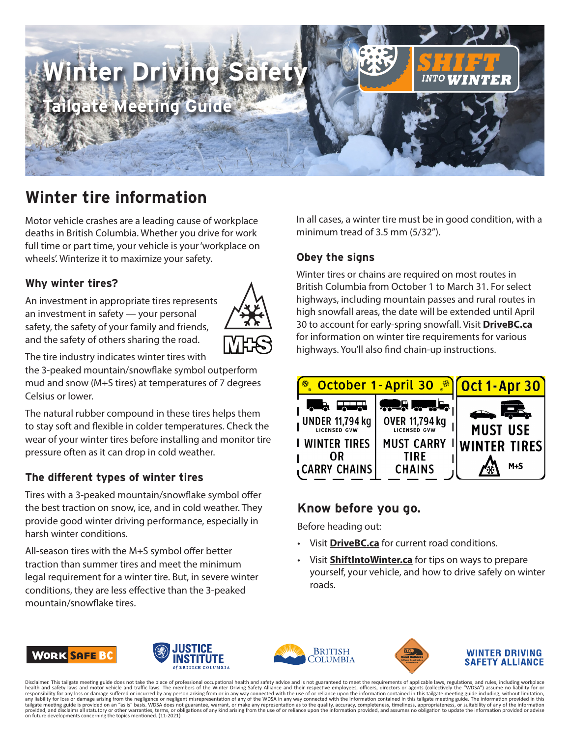# Winter Driving Safety

## Tailgate Meeting Guide

SHIFT INTO WINTER

## Winter tire information

Motor vehicle crashes are a leading cause of workplace deaths in British Columbia. Whether you drive for work full time or part time, your vehicle is your 'workplace on wheels'. Winterize it to maximize your safety.

### Why winter tires?

An investment in appropriate tires represents an investment in safety — your personal safety, the safety of your family and friends, and the safety of others sharing the road.

The tire industry indicates winter tires with the 3-peaked mountain/snowflake symbol outperform mud and snow (M+S tires) at temperatures of 7 degrees Celsius or lower.

The natural rubber compound in these tires helps them to stay soft and flexible in colder temperatures. Check the wear of your winter tires before installing and monitor tire pressure often as it can drop in cold weather.

### The different types of winter tires

Tires with a 3-peaked mountain/snowflake symbol offer the best traction on snow, ice, and in cold weather. They provide good winter driving performance, especially in harsh winter conditions.

All-season tires with the M+S symbol offer better traction than summer tires and meet the minimum legal requirement for a winter tire. But, in severe winter conditions, they are less effective than the 3-peaked mountain/snowflake tires.

In all cases, a winter tire must be in good condition, with a minimum tread of 3.5 mm (5/32").

### Obey the signs

Winter tires or chains are required on most routes in British Columbia from October 1 to March 31. For select highways, including mountain passes and rural routes in high snowfall areas, the date will be extended until April 30 to account for early-spring snowfall. Visit **DriveBC.ca** for information on winter tire requirements for various highways. You'll also find chain-up instructions.

| October 1 - April 30 | | Oct 1 - Apr 30 |
|---|---|---|
| UNDER 11,794 kg LICENSED GVW | OVER 11,794 kg LICENSED GVW | MUST USE WINTER TIRES |
| WINTER TIRES OR CARRY CHAINS | MUST CARRY TIRE CHAINS | M+S |

### Know before you go.

Before heading out:

- Visit **DriveBC.ca** for current road conditions.
- Visit **ShiftIntoWinter.ca** for tips on ways to prepare yourself, your vehicle, and how to drive safely on winter roads.

WORK SAFE BC | JUSTICE INSTITUTE of BRITISH COLUMBIA | BRITISH COLUMBIA | BC Road Builders & Heavy Construction Association | WINTER DRIVING SAFETY ALLIANCE

Disclaimer. This tailgate meeting guide does not take the place of professional occupational health and safety advice and is not guaranteed to meet the requirements of applicable laws, regulations, and rules, including workplace health and safety laws and motor vehicle and traffic laws. The members of the Winter Driving Safety Alliance and their respective employees, officers, directors or agents (collectively the "WDSA") assume no liability for or responsibility for any loss or damage suffered or incurred by any person arising from or in any way connected with the use of or reliance upon the information contained in this tailgate meeting guide including, without limitation, any liability for loss or damage arising from the negligence or negligent misrepresentation of any of the WDSA in any way connected with the information contained in this tailgate meeting guide. The information provided in this tailgate meeting guide is provided on an "as is" basis. WDSA does not guarantee, warrant, or make any representation as to the quality, accuracy, completeness, timeliness, appropriateness, or suitability of any of the information provided, and disclaims all statutory or other warranties, terms, or obligations of any kind arising from the use of or reliance upon the information provided, and assumes no obligation to update the information provided or advise on future developments concerning the topics mentioned. (11-2021)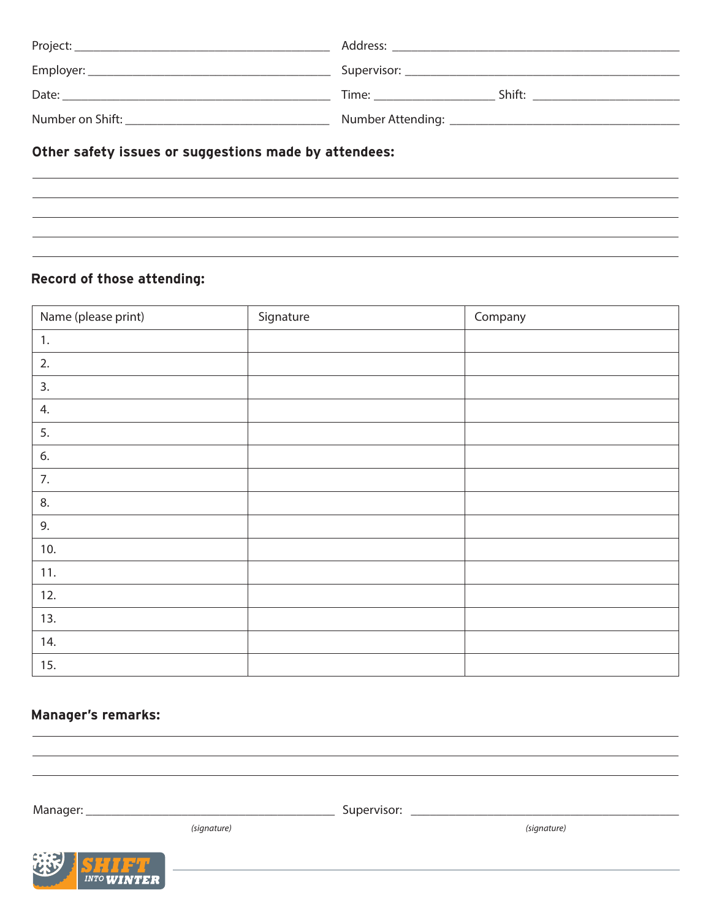Project: ______________________ Address: ______________________

Employer: ______________________ Supervisor: ______________________

Date: ______________________ Time: ____________ Shift: ____________

Number on Shift: ______________________ Number Attending: ______________________

**Other safety issues or suggestions made by attendees:**

______________________________________________________________________

______________________________________________________________________

______________________________________________________________________

______________________________________________________________________

______________________________________________________________________

**Record of those attending:**

| Name (please print) | Signature | Company |
|---|---|---|
| 1. | | |
| 2. | | |
| 3. | | |
| 4. | | |
| 5. | | |
| 6. | | |
| 7. | | |
| 8. | | |
| 9. | | |
| 10. | | |
| 11. | | |
| 12. | | |
| 13. | | |
| 14. | | |
| 15. | | |

**Manager's remarks:**

______________________________________________________________________

______________________________________________________________________

______________________________________________________________________

Manager: ______________________ Supervisor: ______________________

*(signature)* *(signature)*

SHIFT INTO WINTER